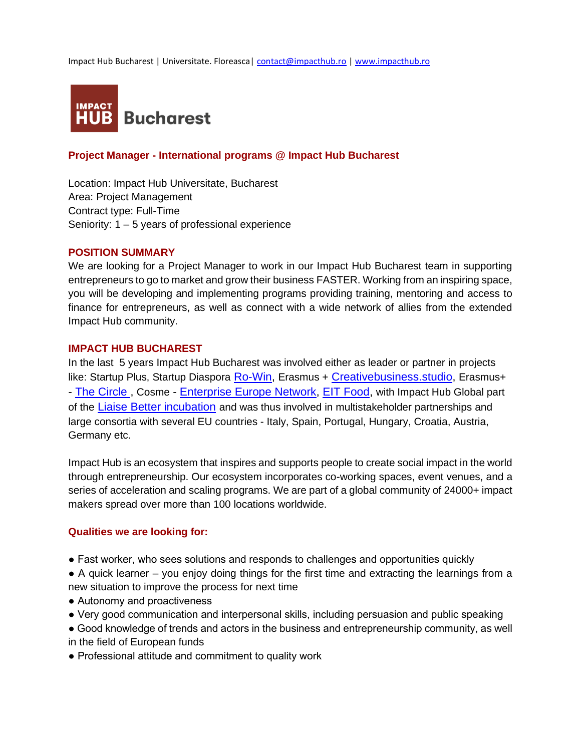Impact Hub Bucharest | Universitate. Floreasca| contact@impacthub.ro | www.impacthub.ro

IMPACT HUB Bucharest

## Project Manager - International programs @ Impact Hub Bucharest

Location: Impact Hub Universitate, Bucharest
Area: Project Management
Contract type: Full-Time
Seniority: 1 – 5 years of professional experience

### POSITION SUMMARY

We are looking for a Project Manager to work in our Impact Hub Bucharest team in supporting entrepreneurs to go to market and grow their business FASTER. Working from an inspiring space, you will be developing and implementing programs providing training, mentoring and access to finance for entrepreneurs, as well as connect with a wide network of allies from the extended Impact Hub community.

### IMPACT HUB BUCHAREST

In the last 5 years Impact Hub Bucharest was involved either as leader or partner in projects like: Startup Plus, Startup Diaspora Ro-Win, Erasmus + Creativebusiness.studio, Erasmus+ - The Circle , Cosme - Enterprise Europe Network, EIT Food, with Impact Hub Global part of the Liaise Better incubation and was thus involved in multistakeholder partnerships and large consortia with several EU countries - Italy, Spain, Portugal, Hungary, Croatia, Austria, Germany etc.

Impact Hub is an ecosystem that inspires and supports people to create social impact in the world through entrepreneurship. Our ecosystem incorporates co-working spaces, event venues, and a series of acceleration and scaling programs. We are part of a global community of 24000+ impact makers spread over more than 100 locations worldwide.

### Qualities we are looking for:

- Fast worker, who sees solutions and responds to challenges and opportunities quickly
- A quick learner – you enjoy doing things for the first time and extracting the learnings from a new situation to improve the process for next time
- Autonomy and proactiveness
- Very good communication and interpersonal skills, including persuasion and public speaking
- Good knowledge of trends and actors in the business and entrepreneurship community, as well in the field of European funds
- Professional attitude and commitment to quality work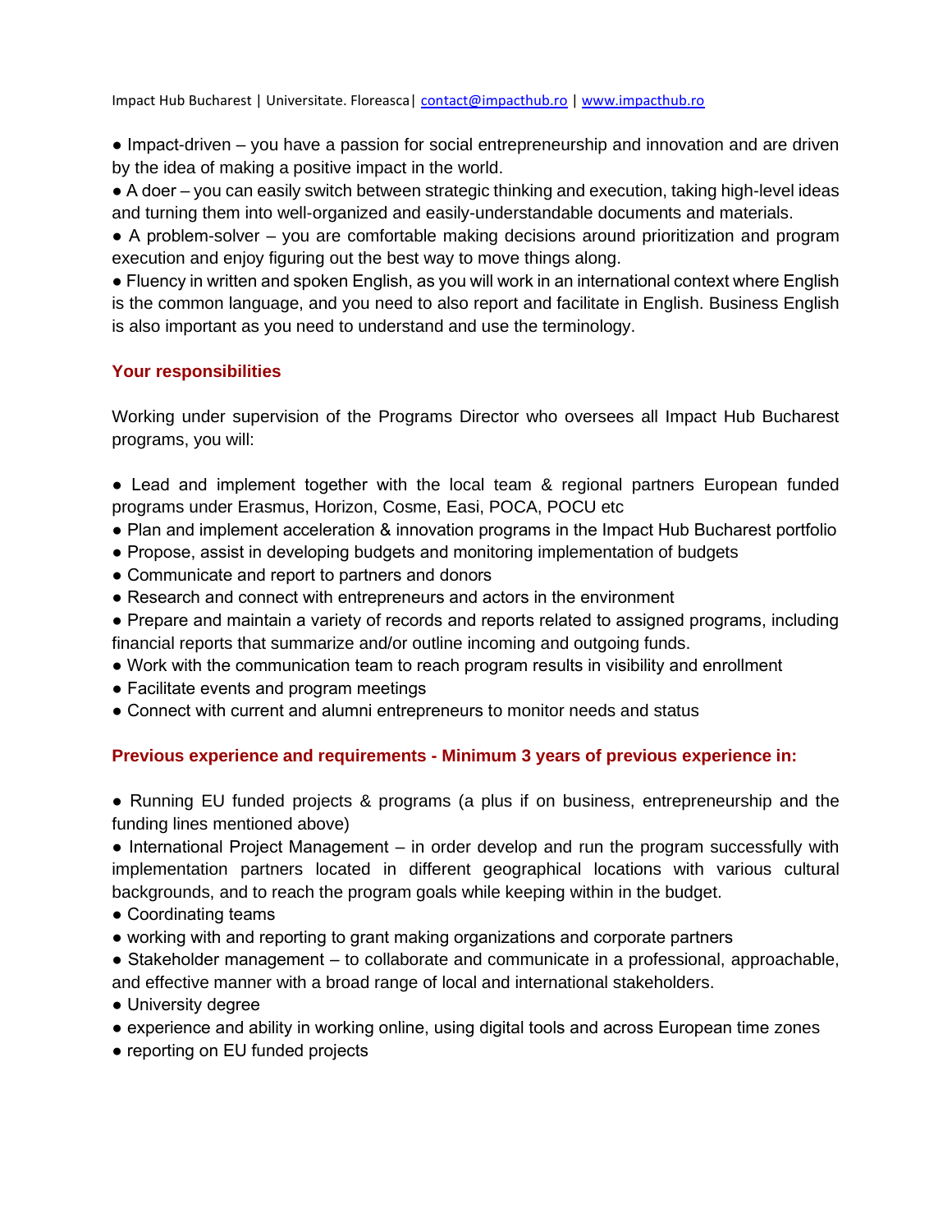● Impact-driven – you have a passion for social entrepreneurship and innovation and are driven by the idea of making a positive impact in the world.
● A doer – you can easily switch between strategic thinking and execution, taking high-level ideas and turning them into well-organized and easily-understandable documents and materials.
● A problem-solver – you are comfortable making decisions around prioritization and program execution and enjoy figuring out the best way to move things along.
● Fluency in written and spoken English, as you will work in an international context where English is the common language, and you need to also report and facilitate in English. Business English is also important as you need to understand and use the terminology.

## Your responsibilities

Working under supervision of the Programs Director who oversees all Impact Hub Bucharest programs, you will:

- Lead and implement together with the local team & regional partners European funded programs under Erasmus, Horizon, Cosme, Easi, POCA, POCU etc
- Plan and implement acceleration & innovation programs in the Impact Hub Bucharest portfolio
- Propose, assist in developing budgets and monitoring implementation of budgets
- Communicate and report to partners and donors
- Research and connect with entrepreneurs and actors in the environment
- Prepare and maintain a variety of records and reports related to assigned programs, including financial reports that summarize and/or outline incoming and outgoing funds.
- Work with the communication team to reach program results in visibility and enrollment
- Facilitate events and program meetings
- Connect with current and alumni entrepreneurs to monitor needs and status

## Previous experience and requirements - Minimum 3 years of previous experience in:

- Running EU funded projects & programs (a plus if on business, entrepreneurship and the funding lines mentioned above)
- International Project Management – in order develop and run the program successfully with implementation partners located in different geographical locations with various cultural backgrounds, and to reach the program goals while keeping within in the budget.
- Coordinating teams
- working with and reporting to grant making organizations and corporate partners
- Stakeholder management – to collaborate and communicate in a professional, approachable, and effective manner with a broad range of local and international stakeholders.
- University degree
- experience and ability in working online, using digital tools and across European time zones
- reporting on EU funded projects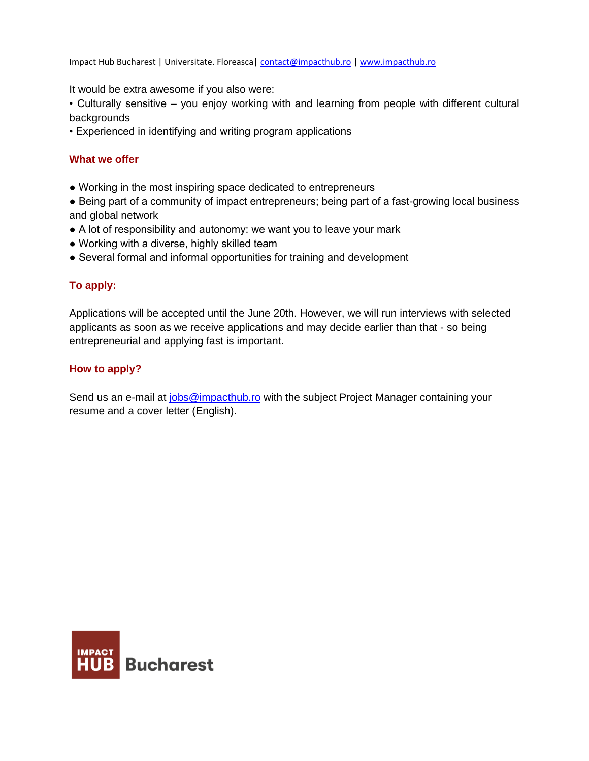It would be extra awesome if you also were:

• Culturally sensitive – you enjoy working with and learning from people with different cultural backgrounds

• Experienced in identifying and writing program applications

### What we offer

● Working in the most inspiring space dedicated to entrepreneurs

● Being part of a community of impact entrepreneurs; being part of a fast-growing local business and global network

● A lot of responsibility and autonomy: we want you to leave your mark

● Working with a diverse, highly skilled team

● Several formal and informal opportunities for training and development

### To apply:

Applications will be accepted until the June 20th. However, we will run interviews with selected applicants as soon as we receive applications and may decide earlier than that - so being entrepreneurial and applying fast is important.

### How to apply?

Send us an e-mail at jobs@impacthub.ro with the subject Project Manager containing your resume and a cover letter (English).

IMPACT HUB Bucharest